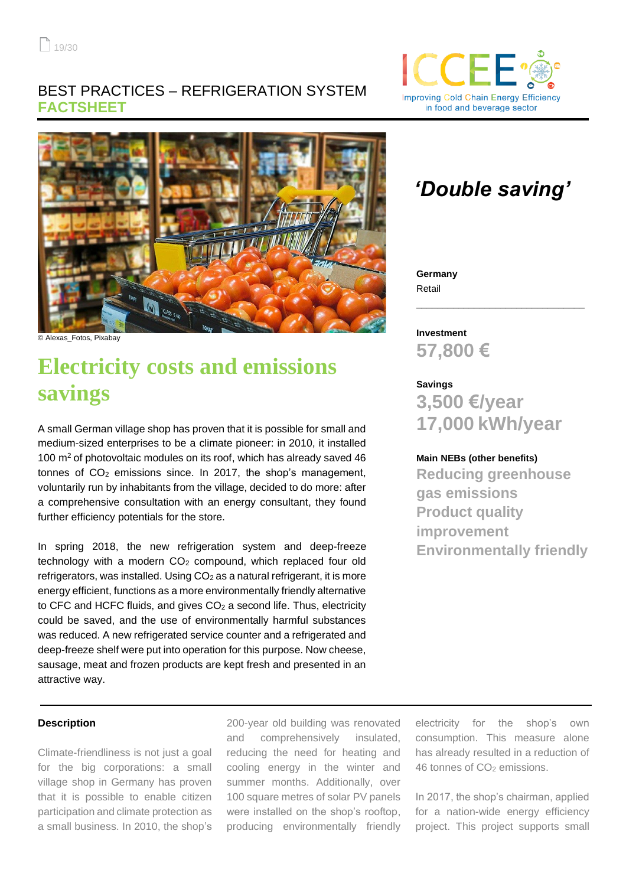BEST PRACTICES – REFRIGERATION SYSTEM
**FACTSHEET**

© Alexas_Fotos, Pixabay

# *'Double saving'*

**Germany**
Retail

**Investment**
**57,800 €**

**Savings**
**3,500 €/year**
**17,000 kWh/year**

**Main NEBs (other benefits)**
**Reducing greenhouse gas emissions**
**Product quality improvement**
**Environmentally friendly**

# Electricity costs and emissions savings

A small German village shop has proven that it is possible for small and medium-sized enterprises to be a climate pioneer: in 2010, it installed 100 m$^2$ of photovoltaic modules on its roof, which has already saved 46 tonnes of $CO_2$ emissions since. In 2017, the shop's management, voluntarily run by inhabitants from the village, decided to do more: after a comprehensive consultation with an energy consultant, they found further efficiency potentials for the store.

In spring 2018, the new refrigeration system and deep-freeze technology with a modern $CO_2$ compound, which replaced four old refrigerators, was installed. Using $CO_2$ as a natural refrigerant, it is more energy efficient, functions as a more environmentally friendly alternative to CFC and HCFC fluids, and gives $CO_2$ a second life. Thus, electricity could be saved, and the use of environmentally harmful substances was reduced. A new refrigerated service counter and a refrigerated and deep-freeze shelf were put into operation for this purpose. Now cheese, sausage, meat and frozen products are kept fresh and presented in an attractive way.

## Description

Climate-friendliness is not just a goal for the big corporations: a small village shop in Germany has proven that it is possible to enable citizen participation and climate protection as a small business. In 2010, the shop's 200-year old building was renovated and comprehensively insulated, reducing the need for heating and cooling energy in the winter and summer months. Additionally, over 100 square metres of solar PV panels were installed on the shop's rooftop, producing environmentally friendly electricity for the shop's own consumption. This measure alone has already resulted in a reduction of 46 tonnes of $CO_2$ emissions.

In 2017, the shop's chairman, applied for a nation-wide energy efficiency project. This project supports small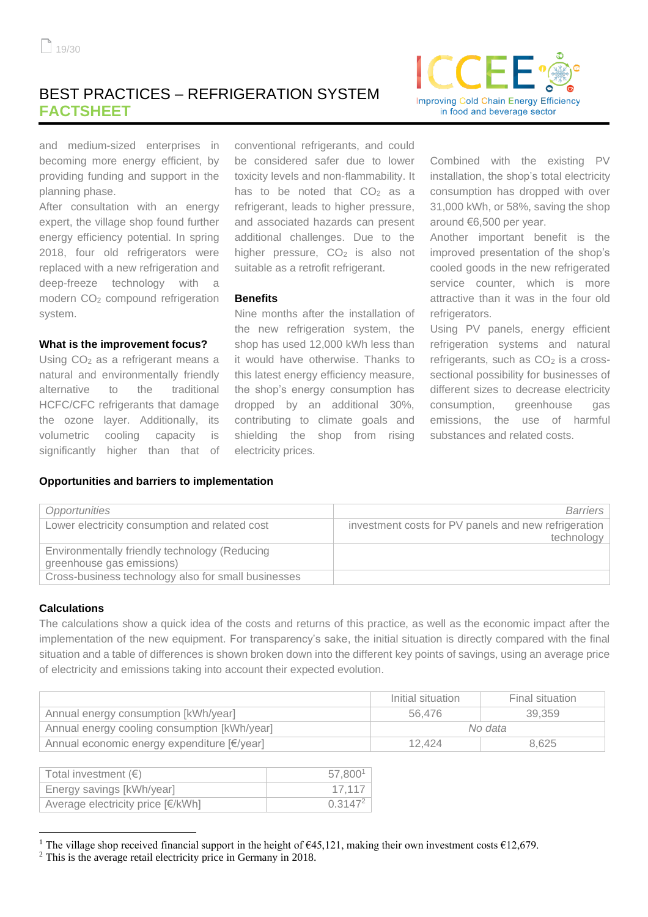# BEST PRACTICES – REFRIGERATION SYSTEM
## FACTSHEET

and medium-sized enterprises in becoming more energy efficient, by providing funding and support in the planning phase.

After consultation with an energy expert, the village shop found further energy efficiency potential. In spring 2018, four old refrigerators were replaced with a new refrigeration and deep-freeze technology with a modern $CO_2$ compound refrigeration system.

### What is the improvement focus?

Using $CO_2$ as a refrigerant means a natural and environmentally friendly alternative to the traditional HCFC/CFC refrigerants that damage the ozone layer. Additionally, its volumetric cooling capacity is significantly higher than that of conventional refrigerants, and could be considered safer due to lower toxicity levels and non-flammability. It has to be noted that $CO_2$ as a refrigerant, leads to higher pressure, and associated hazards can present additional challenges. Due to the higher pressure, $CO_2$ is also not suitable as a retrofit refrigerant.

### Benefits

Nine months after the installation of the new refrigeration system, the shop has used 12,000 kWh less than it would have otherwise. Thanks to this latest energy efficiency measure, the shop's energy consumption has dropped by an additional 30%, contributing to climate goals and shielding the shop from rising electricity prices.

Combined with the existing PV installation, the shop's total electricity consumption has dropped with over 31,000 kWh, or 58%, saving the shop around €6,500 per year.

Another important benefit is the improved presentation of the shop's cooled goods in the new refrigerated service counter, which is more attractive than it was in the four old refrigerators.

Using PV panels, energy efficient refrigeration systems and natural refrigerants, such as $CO_2$ is a cross-sectional possibility for businesses of different sizes to decrease electricity consumption, greenhouse gas emissions, the use of harmful substances and related costs.

### Opportunities and barriers to implementation

| *Opportunities* | *Barriers* |
|---|---|
| Lower electricity consumption and related cost | investment costs for PV panels and new refrigeration technology |
| Environmentally friendly technology (Reducing greenhouse gas emissions) | |
| Cross-business technology also for small businesses | |

### Calculations

The calculations show a quick idea of the costs and returns of this practice, as well as the economic impact after the implementation of the new equipment. For transparency's sake, the initial situation is directly compared with the final situation and a table of differences is shown broken down into the different key points of savings, using an average price of electricity and emissions taking into account their expected evolution.

| | Initial situation | Final situation |
|---|---|---|
| Annual energy consumption [kWh/year] | 56,476 | 39,359 |
| Annual energy cooling consumption [kWh/year] | *No data* | |
| Annual economic energy expenditure [€/year] | 12,424 | 8,625 |

| | |
|---|---|
| Total investment (€) | 57,800[1] |
| Energy savings [kWh/year] | 17,117 |
| Average electricity price [€/kWh] | 0.3147[2] |

[1] The village shop received financial support in the height of €45,121, making their own investment costs €12,679.

[2] This is the average retail electricity price in Germany in 2018.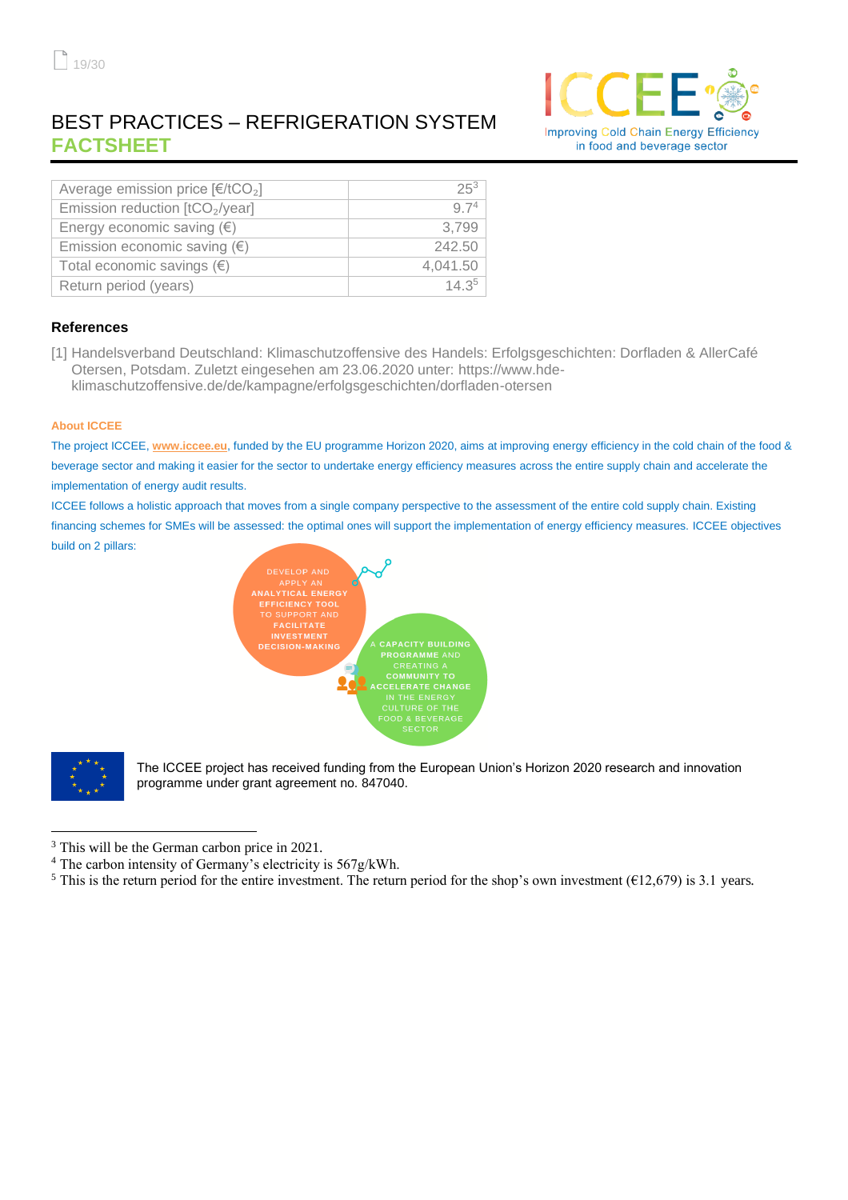# BEST PRACTICES – REFRIGERATION SYSTEM
## FACTSHEET

| | |
|---|---|
| Average emission price [€/t$CO_2$] | 25[3] |
| Emission reduction [t$CO_2$/year] | 9.7[4] |
| Energy economic saving (€) | 3,799 |
| Emission economic saving (€) | 242.50 |
| Total economic savings (€) | 4,041.50 |
| Return period (years) | 14.3[5] |

### References

[1] Handelsverband Deutschland: Klimaschutzoffensive des Handels: Erfolgsgeschichten: Dorfladen & AllerCafé Otersen, Potsdam. Zuletzt eingesehen am 23.06.2020 unter: https://www.hde-klimaschutzoffensive.de/de/kampagne/erfolgsgeschichten/dorfladen-otersen

**About ICCEE**

The project ICCEE, www.iccee.eu, funded by the EU programme Horizon 2020, aims at improving energy efficiency in the cold chain of the food & beverage sector and making it easier for the sector to undertake energy efficiency measures across the entire supply chain and accelerate the implementation of energy audit results.

ICCEE follows a holistic approach that moves from a single company perspective to the assessment of the entire cold supply chain. Existing financing schemes for SMEs will be assessed: the optimal ones will support the implementation of energy efficiency measures. ICCEE objectives build on 2 pillars:

DEVELOP AND APPLY AN ANALYTICAL ENERGY EFFICIENCY TOOL TO SUPPORT AND FACILITATE INVESTMENT DECISION-MAKING

A CAPACITY BUILDING PROGRAMME AND CREATING A COMMUNITY TO ACCELERATE CHANGE IN THE ENERGY CULTURE OF THE FOOD & BEVERAGE SECTOR

The ICCEE project has received funding from the European Union's Horizon 2020 research and innovation programme under grant agreement no. 847040.

---

[3] This will be the German carbon price in 2021.

[4] The carbon intensity of Germany's electricity is 567g/kWh.

[5] This is the return period for the entire investment. The return period for the shop's own investment (€12,679) is 3.1 years.